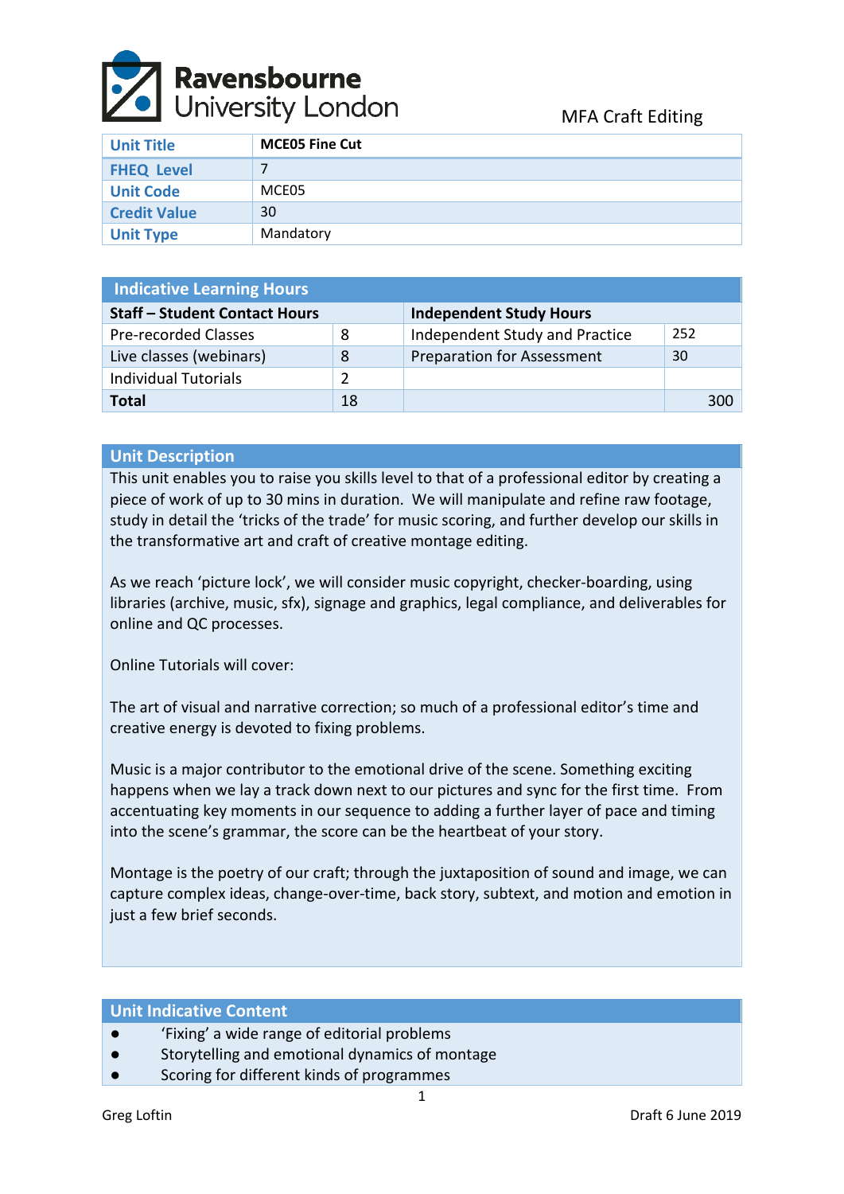# Ravensbourne University London

MFA Craft Editing

| Unit Title | MCE05 Fine Cut |
|---|---|
| FHEQ Level | 7 |
| Unit Code | MCE05 |
| Credit Value | 30 |
| Unit Type | Mandatory |

## Indicative Learning Hours

| Staff – Student Contact Hours | | Independent Study Hours | |
|---|---|---|---|
| Pre-recorded Classes | 8 | Independent Study and Practice | 252 |
| Live classes (webinars) | 8 | Preparation for Assessment | 30 |
| Individual Tutorials | 2 | | |
| **Total** | 18 | | 300 |

## Unit Description

This unit enables you to raise you skills level to that of a professional editor by creating a piece of work of up to 30 mins in duration. We will manipulate and refine raw footage, study in detail the 'tricks of the trade' for music scoring, and further develop our skills in the transformative art and craft of creative montage editing.

As we reach 'picture lock', we will consider music copyright, checker-boarding, using libraries (archive, music, sfx), signage and graphics, legal compliance, and deliverables for online and QC processes.

Online Tutorials will cover:

The art of visual and narrative correction; so much of a professional editor's time and creative energy is devoted to fixing problems.

Music is a major contributor to the emotional drive of the scene. Something exciting happens when we lay a track down next to our pictures and sync for the first time. From accentuating key moments in our sequence to adding a further layer of pace and timing into the scene's grammar, the score can be the heartbeat of your story.

Montage is the poetry of our craft; through the juxtaposition of sound and image, we can capture complex ideas, change-over-time, back story, subtext, and motion and emotion in just a few brief seconds.

## Unit Indicative Content

- 'Fixing' a wide range of editorial problems
- Storytelling and emotional dynamics of montage
- Scoring for different kinds of programmes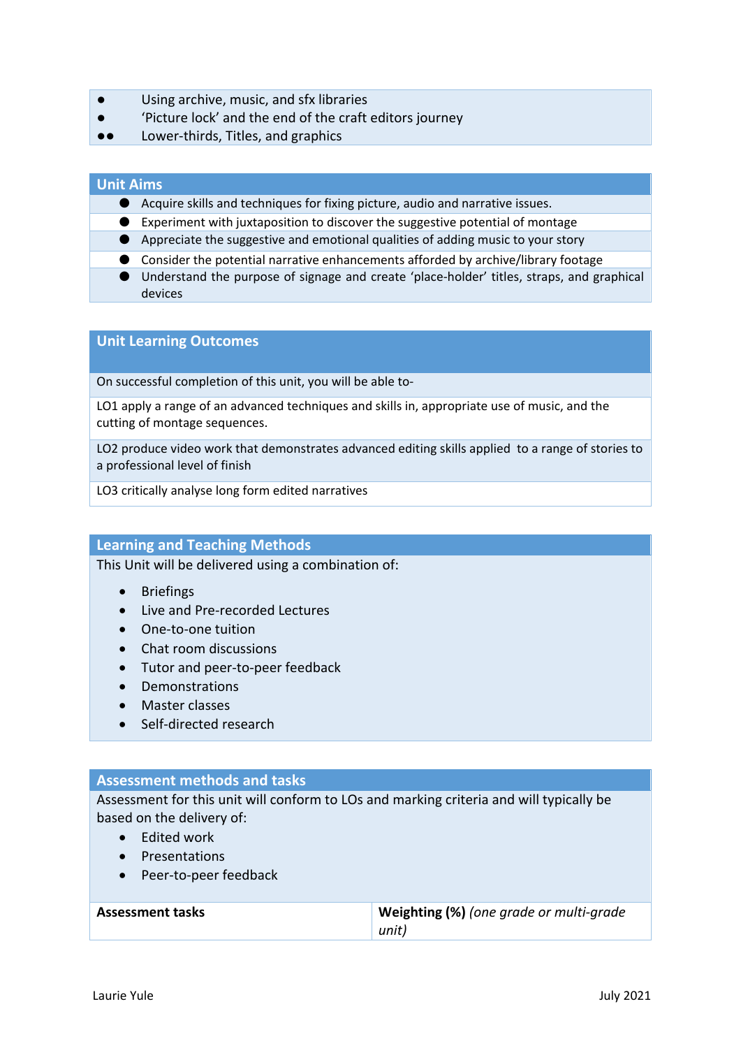- Using archive, music, and sfx libraries
- 'Picture lock' and the end of the craft editors journey
- Lower-thirds, Titles, and graphics

## Unit Aims

- Acquire skills and techniques for fixing picture, audio and narrative issues.
- Experiment with juxtaposition to discover the suggestive potential of montage
- Appreciate the suggestive and emotional qualities of adding music to your story
- Consider the potential narrative enhancements afforded by archive/library footage
- Understand the purpose of signage and create 'place-holder' titles, straps, and graphical devices

## Unit Learning Outcomes

On successful completion of this unit, you will be able to-

LO1 apply a range of an advanced techniques and skills in, appropriate use of music, and the cutting of montage sequences.

LO2 produce video work that demonstrates advanced editing skills applied to a range of stories to a professional level of finish

LO3 critically analyse long form edited narratives

## Learning and Teaching Methods

This Unit will be delivered using a combination of:

- Briefings
- Live and Pre-recorded Lectures
- One-to-one tuition
- Chat room discussions
- Tutor and peer-to-peer feedback
- Demonstrations
- Master classes
- Self-directed research

## Assessment methods and tasks

Assessment for this unit will conform to LOs and marking criteria and will typically be based on the delivery of:

- Edited work
- Presentations
- Peer-to-peer feedback

| **Assessment tasks** | **Weighting (%)** *(one grade or multi-grade unit)* |
|---|---|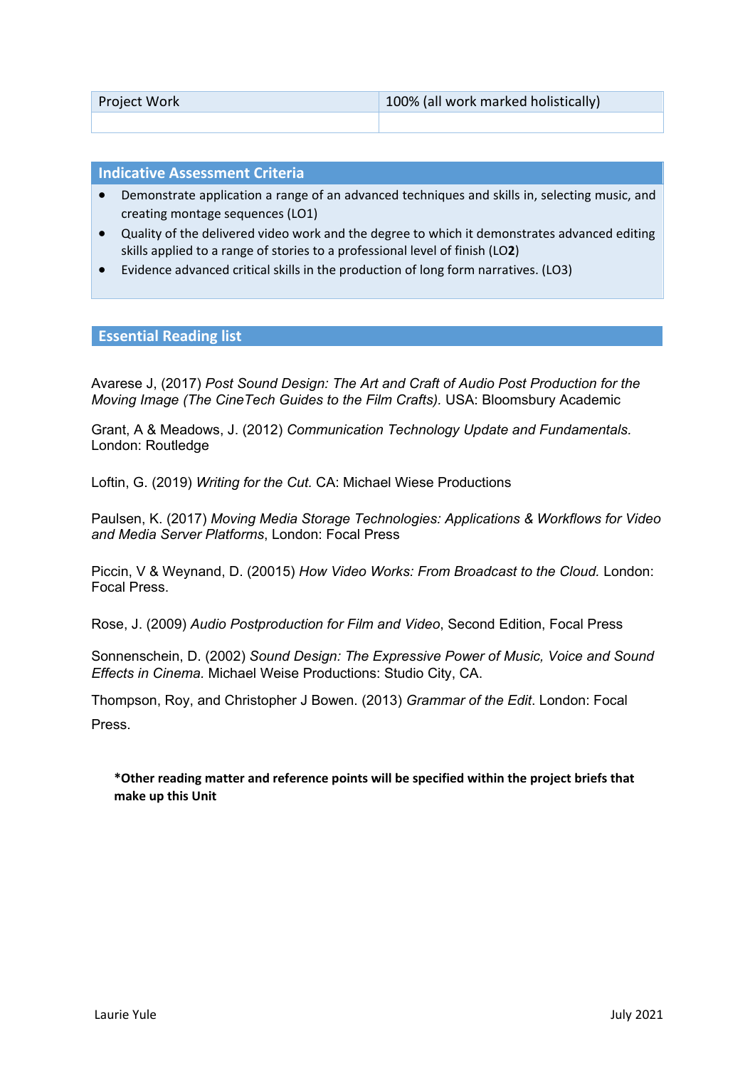| | |
|---|---|
| Project Work | 100% (all work marked holistically) |
| | |

## Indicative Assessment Criteria

- Demonstrate application a range of an advanced techniques and skills in, selecting music, and creating montage sequences (LO1)
- Quality of the delivered video work and the degree to which it demonstrates advanced editing skills applied to a range of stories to a professional level of finish (LO**2**)
- Evidence advanced critical skills in the production of long form narratives. (LO3)

## Essential Reading list

Avarese J, (2017) *Post Sound Design: The Art and Craft of Audio Post Production for the Moving Image (The CineTech Guides to the Film Crafts).* USA: Bloomsbury Academic

Grant, A & Meadows, J. (2012) *Communication Technology Update and Fundamentals.* London: Routledge

Loftin, G. (2019) *Writing for the Cut.* CA: Michael Wiese Productions

Paulsen, K. (2017) *Moving Media Storage Technologies: Applications & Workflows for Video and Media Server Platforms*, London: Focal Press

Piccin, V & Weynand, D. (20015) *How Video Works: From Broadcast to the Cloud.* London: Focal Press.

Rose, J. (2009) *Audio Postproduction for Film and Video*, Second Edition, Focal Press

Sonnenschein, D. (2002) *Sound Design: The Expressive Power of Music, Voice and Sound Effects in Cinema*. Michael Weise Productions: Studio City, CA.

Thompson, Roy, and Christopher J Bowen. (2013) *Grammar of the Edit*. London: Focal Press.

**\*Other reading matter and reference points will be specified within the project briefs that make up this Unit**

Laurie Yule July 2021